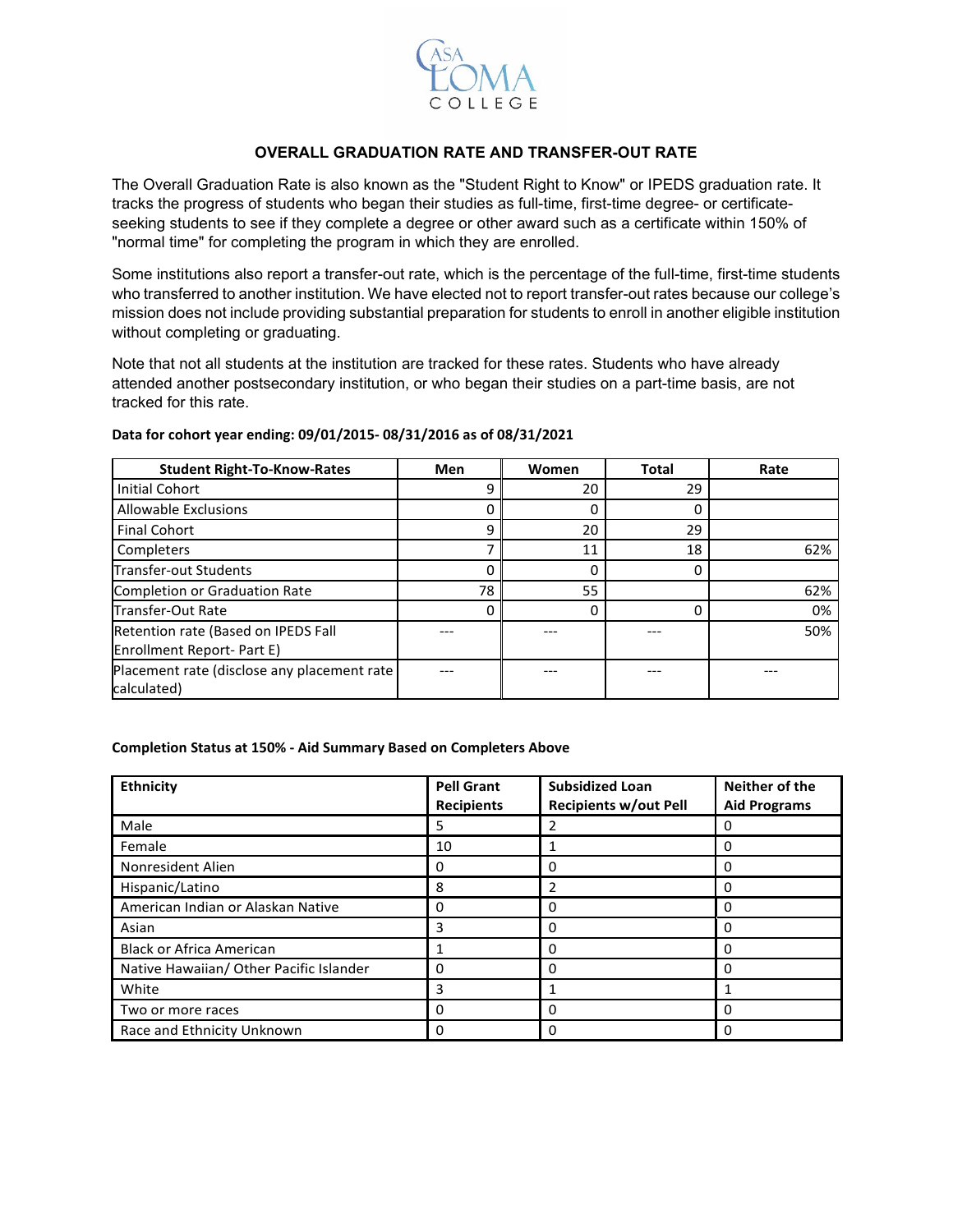CASA LOMA COLLEGE

## OVERALL GRADUATION RATE AND TRANSFER-OUT RATE

The Overall Graduation Rate is also known as the "Student Right to Know" or IPEDS graduation rate. It tracks the progress of students who began their studies as full-time, first-time degree- or certificate-seeking students to see if they complete a degree or other award such as a certificate within 150% of "normal time" for completing the program in which they are enrolled.

Some institutions also report a transfer-out rate, which is the percentage of the full-time, first-time students who transferred to another institution. We have elected not to report transfer-out rates because our college's mission does not include providing substantial preparation for students to enroll in another eligible institution without completing or graduating.

Note that not all students at the institution are tracked for these rates. Students who have already attended another postsecondary institution, or who began their studies on a part-time basis, are not tracked for this rate.

**Data for cohort year ending: 09/01/2015- 08/31/2016 as of 08/31/2021**

| Student Right-To-Know-Rates | Men | Women | Total | Rate |
|---|---|---|---|---|
| Initial Cohort | 9 | 20 | 29 | |
| Allowable Exclusions | 0 | 0 | 0 | |
| Final Cohort | 9 | 20 | 29 | |
| Completers | 7 | 11 | 18 | 62% |
| Transfer-out Students | 0 | 0 | 0 | |
| Completion or Graduation Rate | 78 | 55 | | 62% |
| Transfer-Out Rate | 0 | 0 | 0 | 0% |
| Retention rate (Based on IPEDS Fall Enrollment Report- Part E) | --- | --- | --- | 50% |
| Placement rate (disclose any placement rate calculated) | --- | --- | --- | --- |

**Completion Status at 150% - Aid Summary Based on Completers Above**

| Ethnicity | Pell Grant Recipients | Subsidized Loan Recipients w/out Pell | Neither of the Aid Programs |
|---|---|---|---|
| Male | 5 | 2 | 0 |
| Female | 10 | 1 | 0 |
| Nonresident Alien | 0 | 0 | 0 |
| Hispanic/Latino | 8 | 2 | 0 |
| American Indian or Alaskan Native | 0 | 0 | 0 |
| Asian | 3 | 0 | 0 |
| Black or Africa American | 1 | 0 | 0 |
| Native Hawaiian/ Other Pacific Islander | 0 | 0 | 0 |
| White | 3 | 1 | 1 |
| Two or more races | 0 | 0 | 0 |
| Race and Ethnicity Unknown | 0 | 0 | 0 |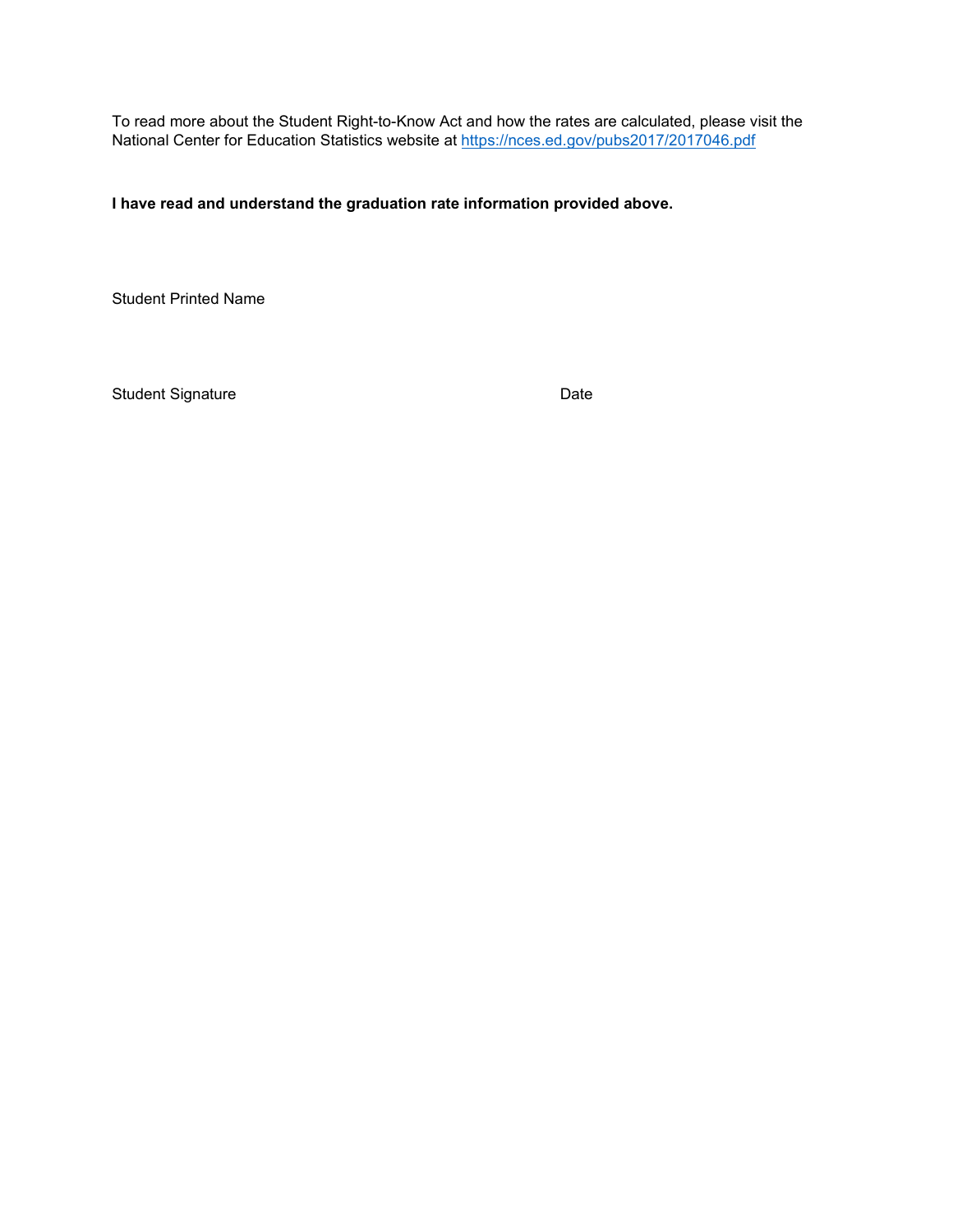To read more about the Student Right-to-Know Act and how the rates are calculated, please visit the National Center for Education Statistics website at https://nces.ed.gov/pubs2017/2017046.pdf

**I have read and understand the graduation rate information provided above.**

Student Printed Name

Student Signature                                                    Date